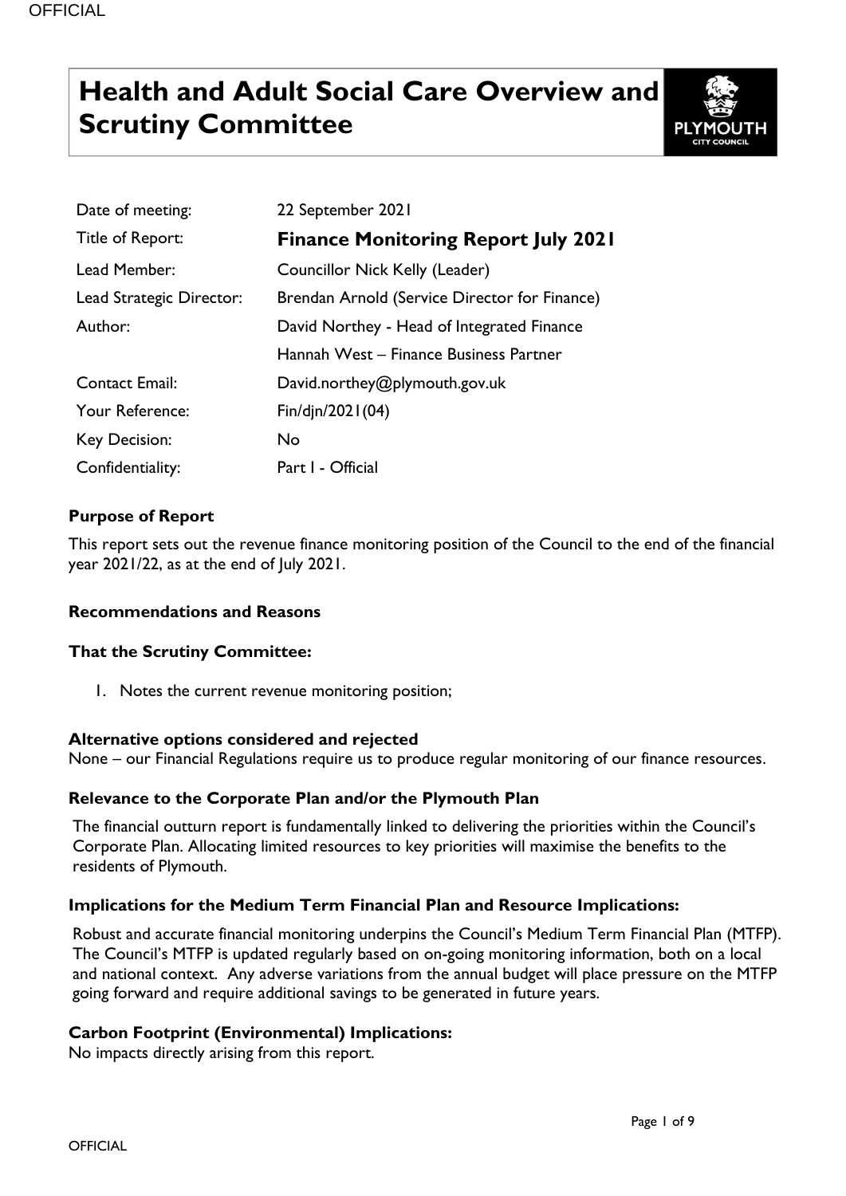# Health and Adult Social Care Overview and Scrutiny Committee

| | |
|---|---|
| Date of meeting: | 22 September 2021 |
| Title of Report: | **Finance Monitoring Report July 2021** |
| Lead Member: | Councillor Nick Kelly (Leader) |
| Lead Strategic Director: | Brendan Arnold (Service Director for Finance) |
| Author: | David Northey - Head of Integrated Finance<br>Hannah West – Finance Business Partner |
| Contact Email: | David.northey@plymouth.gov.uk |
| Your Reference: | Fin/djn/2021(04) |
| Key Decision: | No |
| Confidentiality: | Part I - Official |

**Purpose of Report**

This report sets out the revenue finance monitoring position of the Council to the end of the financial year 2021/22, as at the end of July 2021.

**Recommendations and Reasons**

**That the Scrutiny Committee:**

1. Notes the current revenue monitoring position;

**Alternative options considered and rejected**

None – our Financial Regulations require us to produce regular monitoring of our finance resources.

**Relevance to the Corporate Plan and/or the Plymouth Plan**

The financial outturn report is fundamentally linked to delivering the priorities within the Council's Corporate Plan. Allocating limited resources to key priorities will maximise the benefits to the residents of Plymouth.

**Implications for the Medium Term Financial Plan and Resource Implications:**

Robust and accurate financial monitoring underpins the Council's Medium Term Financial Plan (MTFP). The Council's MTFP is updated regularly based on on-going monitoring information, both on a local and national context. Any adverse variations from the annual budget will place pressure on the MTFP going forward and require additional savings to be generated in future years.

**Carbon Footprint (Environmental) Implications:**

No impacts directly arising from this report.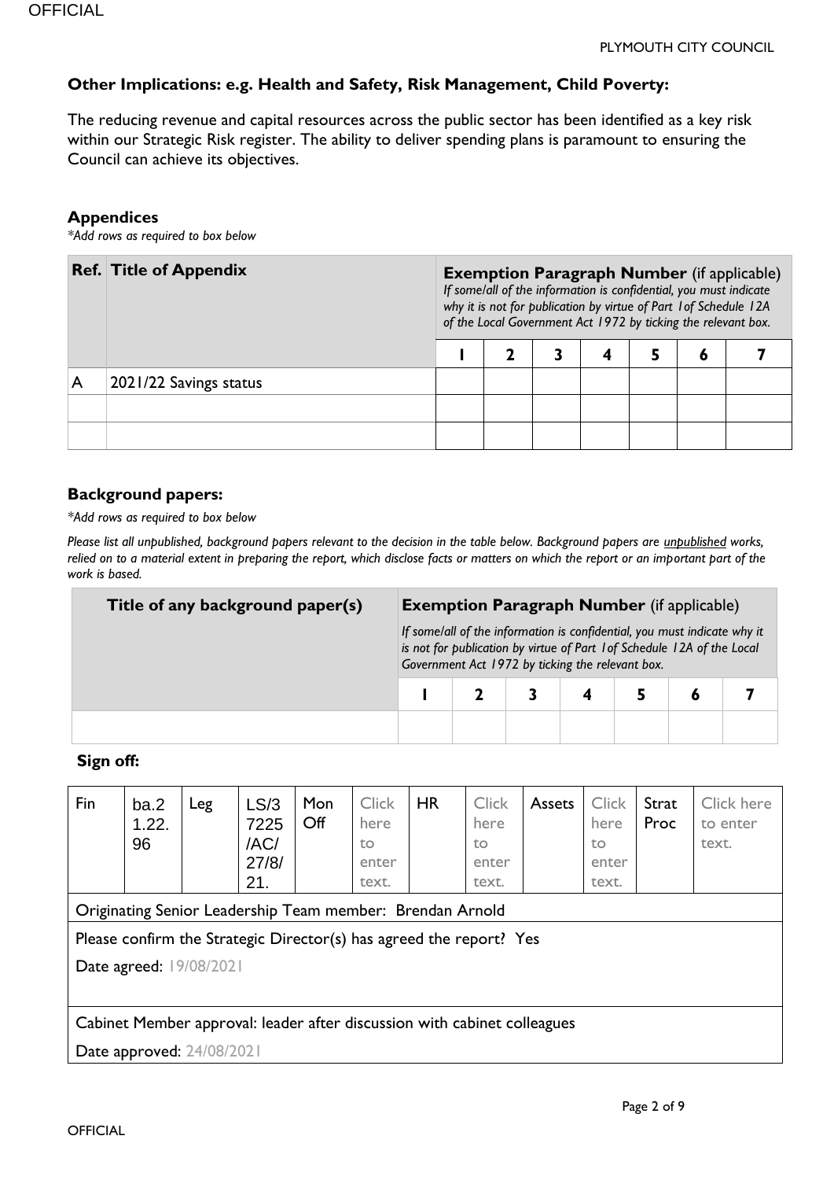### Other Implications: e.g. Health and Safety, Risk Management, Child Poverty:

The reducing revenue and capital resources across the public sector has been identified as a key risk within our Strategic Risk register. The ability to deliver spending plans is paramount to ensuring the Council can achieve its objectives.

### Appendices

*\*Add rows as required to box below*

| Ref. | Title of Appendix | **Exemption Paragraph Number** (if applicable) *If some/all of the information is confidential, you must indicate why it is not for publication by virtue of Part 1of Schedule 12A of the Local Government Act 1972 by ticking the relevant box.* | | | | | | |
|---|---|---|---|---|---|---|---|---|
| | | 1 | 2 | 3 | 4 | 5 | 6 | 7 |
| A | 2021/22 Savings status | | | | | | | |
| | | | | | | | | |
| | | | | | | | | |

### Background papers:

*\*Add rows as required to box below*

*Please list all unpublished, background papers relevant to the decision in the table below. Background papers are unpublished works, relied on to a material extent in preparing the report, which disclose facts or matters on which the report or an important part of the work is based.*

| Title of any background paper(s) | **Exemption Paragraph Number** (if applicable) *If some/all of the information is confidential, you must indicate why it is not for publication by virtue of Part 1of Schedule 12A of the Local Government Act 1972 by ticking the relevant box.* | | | | | | |
|---|---|---|---|---|---|---|---|
| | 1 | 2 | 3 | 4 | 5 | 6 | 7 |
| | | | | | | | |

### Sign off:

| Fin | ba.21.22.96 | Leg | LS/37225/AC/27/8/21. | Mon Off | Click here to enter text. | HR | Click here to enter text. | Assets | Click here to enter text. | Strat Proc | Click here to enter text. |
|---|---|---|---|---|---|---|---|---|---|---|---|
| Originating Senior Leadership Team member: Brendan Arnold | | | | | | | | | | | |
| Please confirm the Strategic Director(s) has agreed the report? Yes<br>Date agreed: 19/08/2021 | | | | | | | | | | | |
| Cabinet Member approval: leader after discussion with cabinet colleagues<br>Date approved: 24/08/2021 | | | | | | | | | | | |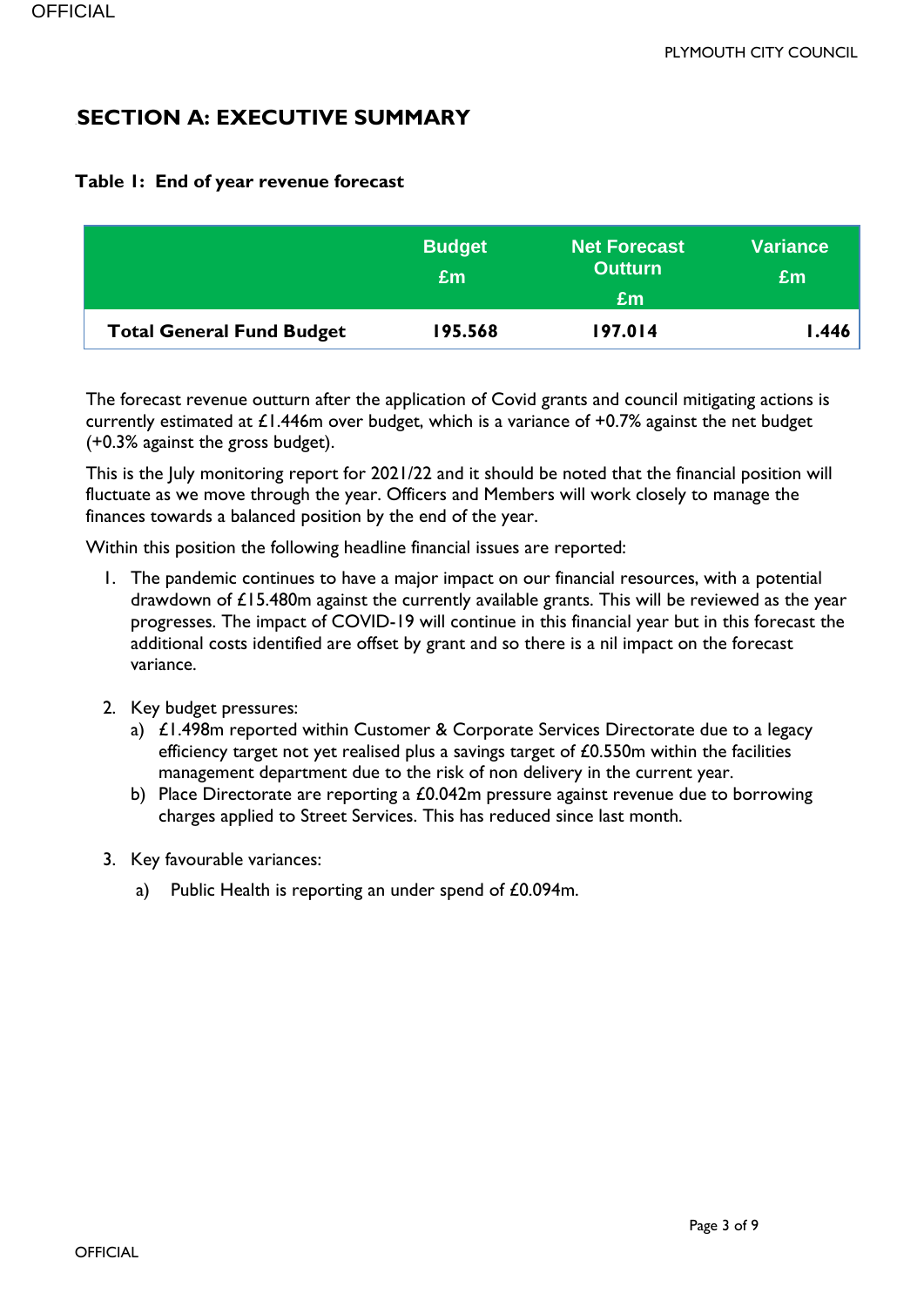## SECTION A: EXECUTIVE SUMMARY

**Table 1: End of year revenue forecast**

| | Budget £m | Net Forecast Outturn £m | Variance £m |
|---|---|---|---|
| **Total General Fund Budget** | **195.568** | **197.014** | **1.446** |

The forecast revenue outturn after the application of Covid grants and council mitigating actions is currently estimated at £1.446m over budget, which is a variance of +0.7% against the net budget (+0.3% against the gross budget).

This is the July monitoring report for 2021/22 and it should be noted that the financial position will fluctuate as we move through the year. Officers and Members will work closely to manage the finances towards a balanced position by the end of the year.

Within this position the following headline financial issues are reported:

1. The pandemic continues to have a major impact on our financial resources, with a potential drawdown of £15.480m against the currently available grants. This will be reviewed as the year progresses. The impact of COVID-19 will continue in this financial year but in this forecast the additional costs identified are offset by grant and so there is a nil impact on the forecast variance.

2. Key budget pressures:
   a) £1.498m reported within Customer & Corporate Services Directorate due to a legacy efficiency target not yet realised plus a savings target of £0.550m within the facilities management department due to the risk of non delivery in the current year.
   b) Place Directorate are reporting a £0.042m pressure against revenue due to borrowing charges applied to Street Services. This has reduced since last month.

3. Key favourable variances:
   a) Public Health is reporting an under spend of £0.094m.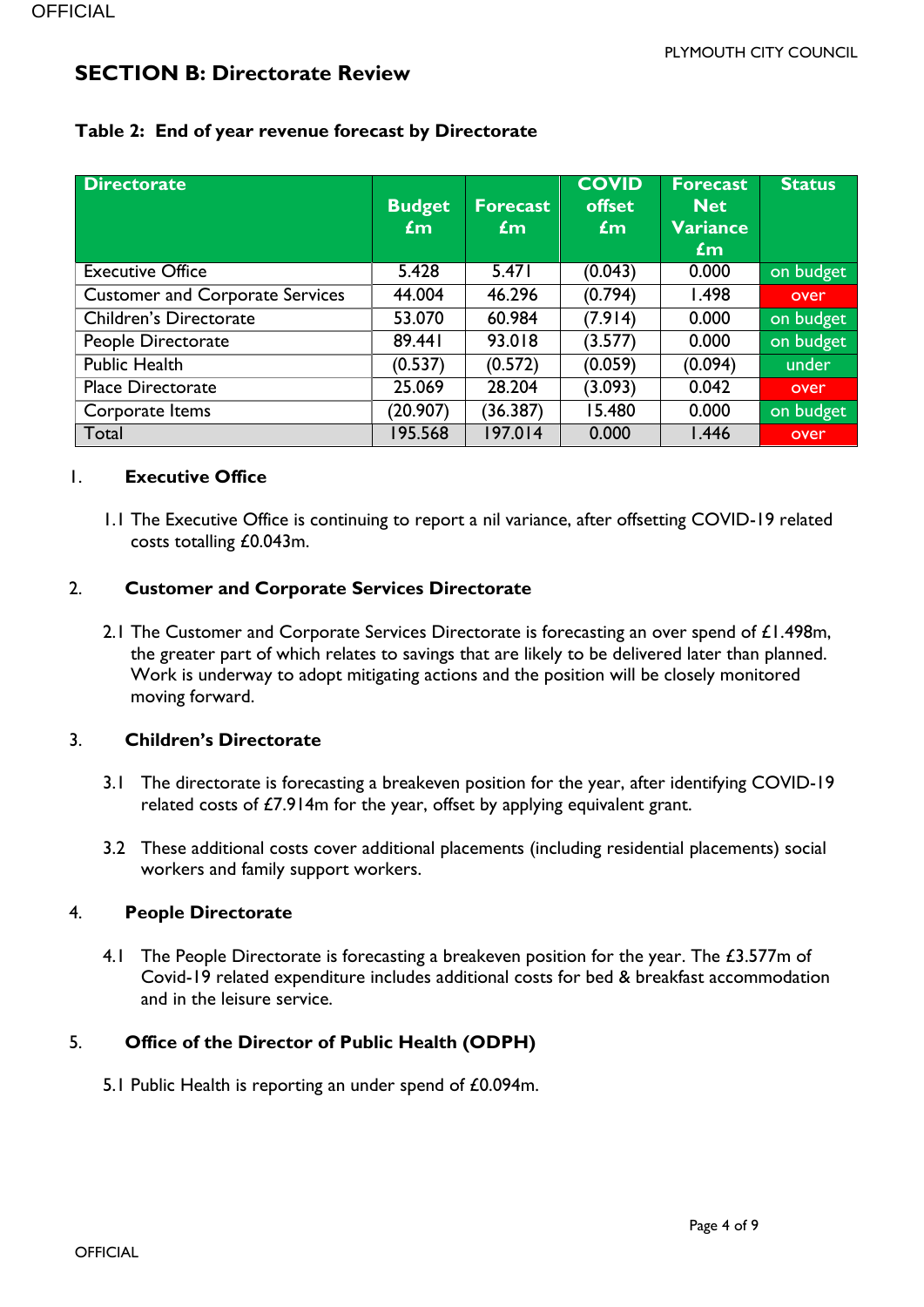## SECTION B: Directorate Review

**Table 2: End of year revenue forecast by Directorate**

| Directorate | Budget £m | Forecast £m | COVID offset £m | Forecast Net Variance £m | Status |
|---|---|---|---|---|---|
| Executive Office | 5.428 | 5.471 | (0.043) | 0.000 | on budget |
| Customer and Corporate Services | 44.004 | 46.296 | (0.794) | 1.498 | over |
| Children's Directorate | 53.070 | 60.984 | (7.914) | 0.000 | on budget |
| People Directorate | 89.441 | 93.018 | (3.577) | 0.000 | on budget |
| Public Health | (0.537) | (0.572) | (0.059) | (0.094) | under |
| Place Directorate | 25.069 | 28.204 | (3.093) | 0.042 | over |
| Corporate Items | (20.907) | (36.387) | 15.480 | 0.000 | on budget |
| Total | 195.568 | 197.014 | 0.000 | 1.446 | over |

### 1. Executive Office

1.1 The Executive Office is continuing to report a nil variance, after offsetting COVID-19 related costs totalling £0.043m.

### 2. Customer and Corporate Services Directorate

2.1 The Customer and Corporate Services Directorate is forecasting an over spend of £1.498m, the greater part of which relates to savings that are likely to be delivered later than planned. Work is underway to adopt mitigating actions and the position will be closely monitored moving forward.

### 3. Children's Directorate

3.1 The directorate is forecasting a breakeven position for the year, after identifying COVID-19 related costs of £7.914m for the year, offset by applying equivalent grant.

3.2 These additional costs cover additional placements (including residential placements) social workers and family support workers.

### 4. People Directorate

4.1 The People Directorate is forecasting a breakeven position for the year. The £3.577m of Covid-19 related expenditure includes additional costs for bed & breakfast accommodation and in the leisure service.

### 5. Office of the Director of Public Health (ODPH)

5.1 Public Health is reporting an under spend of £0.094m.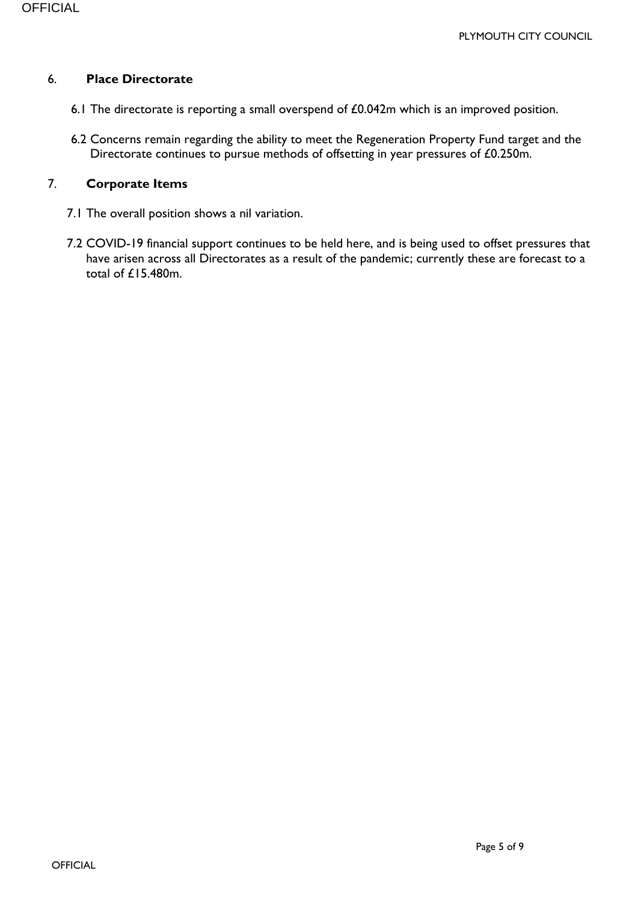## 6. Place Directorate

6.1 The directorate is reporting a small overspend of £0.042m which is an improved position.

6.2 Concerns remain regarding the ability to meet the Regeneration Property Fund target and the Directorate continues to pursue methods of offsetting in year pressures of £0.250m.

## 7. Corporate Items

7.1 The overall position shows a nil variation.

7.2 COVID-19 financial support continues to be held here, and is being used to offset pressures that have arisen across all Directorates as a result of the pandemic; currently these are forecast to a total of £15.480m.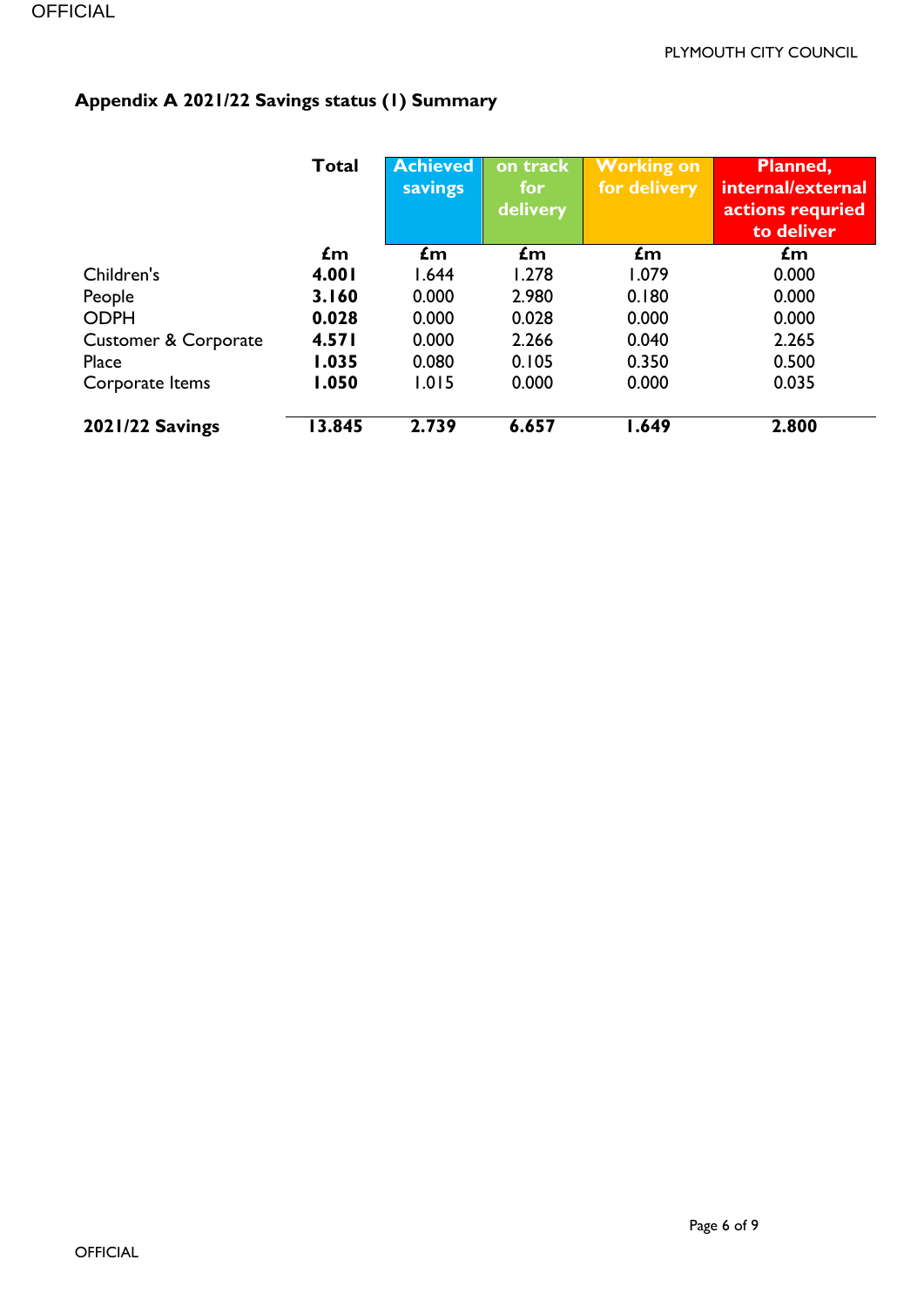## Appendix A 2021/22 Savings status (1) Summary

| | Total | Achieved savings | on track for delivery | Working on for delivery | Planned, internal/external actions requried to deliver |
|---|---|---|---|---|---|
| | **£m** | **£m** | **£m** | **£m** | **£m** |
| Children's | **4.001** | 1.644 | 1.278 | 1.079 | 0.000 |
| People | **3.160** | 0.000 | 2.980 | 0.180 | 0.000 |
| ODPH | **0.028** | 0.000 | 0.028 | 0.000 | 0.000 |
| Customer & Corporate | **4.571** | 0.000 | 2.266 | 0.040 | 2.265 |
| Place | **1.035** | 0.080 | 0.105 | 0.350 | 0.500 |
| Corporate Items | **1.050** | 1.015 | 0.000 | 0.000 | 0.035 |
| **2021/22 Savings** | **13.845** | **2.739** | **6.657** | **1.649** | **2.800** |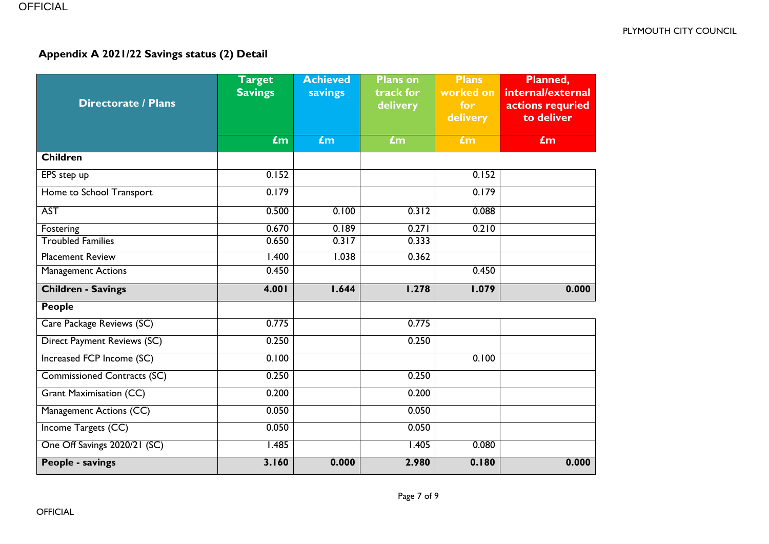## Appendix A 2021/22 Savings status (2) Detail

| Directorate / Plans | Target Savings | Achieved savings | Plans on track for delivery | Plans worked on for delivery | Planned, internal/external actions requried to deliver |
|---|---|---|---|---|---|
| | £m | £m | £m | £m | £m |
| **Children** | | | | | |
| EPS step up | 0.152 | | | 0.152 | |
| Home to School Transport | 0.179 | | | 0.179 | |
| AST | 0.500 | 0.100 | 0.312 | 0.088 | |
| Fostering | 0.670 | 0.189 | 0.271 | 0.210 | |
| Troubled Families | 0.650 | 0.317 | 0.333 | | |
| Placement Review | 1.400 | 1.038 | 0.362 | | |
| Management Actions | 0.450 | | | 0.450 | |
| **Children - Savings** | **4.001** | **1.644** | **1.278** | **1.079** | **0.000** |
| **People** | | | | | |
| Care Package Reviews (SC) | 0.775 | | 0.775 | | |
| Direct Payment Reviews (SC) | 0.250 | | 0.250 | | |
| Increased FCP Income (SC) | 0.100 | | | 0.100 | |
| Commissioned Contracts (SC) | 0.250 | | 0.250 | | |
| Grant Maximisation (CC) | 0.200 | | 0.200 | | |
| Management Actions (CC) | 0.050 | | 0.050 | | |
| Income Targets (CC) | 0.050 | | 0.050 | | |
| One Off Savings 2020/21 (SC) | 1.485 | | 1.405 | 0.080 | |
| **People - savings** | **3.160** | **0.000** | **2.980** | **0.180** | **0.000** |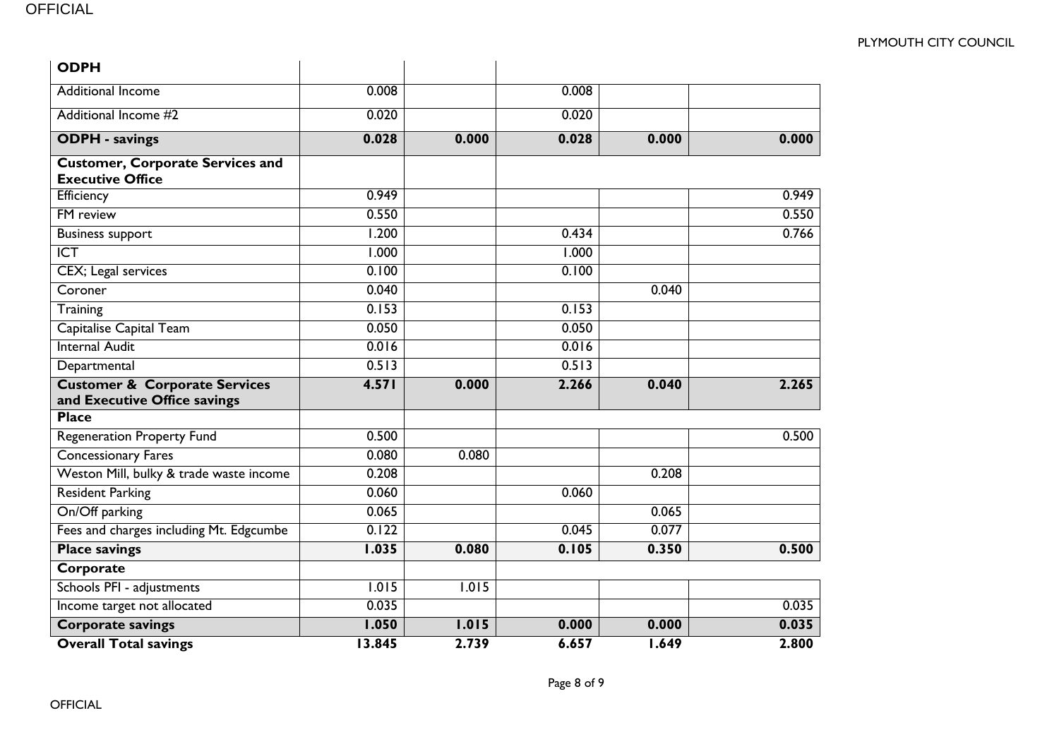| | | | | | |
|---|---|---|---|---|---|
| **ODPH** | | | | | |
| Additional Income | 0.008 | | 0.008 | | |
| Additional Income #2 | 0.020 | | 0.020 | | |
| **ODPH - savings** | **0.028** | **0.000** | **0.028** | **0.000** | **0.000** |
| **Customer, Corporate Services and Executive Office** | | | | | |
| Efficiency | 0.949 | | | | 0.949 |
| FM review | 0.550 | | | | 0.550 |
| Business support | 1.200 | | 0.434 | | 0.766 |
| ICT | 1.000 | | 1.000 | | |
| CEX; Legal services | 0.100 | | 0.100 | | |
| Coroner | 0.040 | | | 0.040 | |
| Training | 0.153 | | 0.153 | | |
| Capitalise Capital Team | 0.050 | | 0.050 | | |
| Internal Audit | 0.016 | | 0.016 | | |
| Departmental | 0.513 | | 0.513 | | |
| **Customer & Corporate Services and Executive Office savings** | **4.571** | **0.000** | **2.266** | **0.040** | **2.265** |
| **Place** | | | | | |
| Regeneration Property Fund | 0.500 | | | | 0.500 |
| Concessionary Fares | 0.080 | 0.080 | | | |
| Weston Mill, bulky & trade waste income | 0.208 | | | 0.208 | |
| Resident Parking | 0.060 | | 0.060 | | |
| On/Off parking | 0.065 | | | 0.065 | |
| Fees and charges including Mt. Edgcumbe | 0.122 | | 0.045 | 0.077 | |
| **Place savings** | **1.035** | **0.080** | **0.105** | **0.350** | **0.500** |
| **Corporate** | | | | | |
| Schools PFI - adjustments | 1.015 | 1.015 | | | |
| Income target not allocated | 0.035 | | | | 0.035 |
| **Corporate savings** | **1.050** | **1.015** | **0.000** | **0.000** | **0.035** |
| **Overall Total savings** | **13.845** | **2.739** | **6.657** | **1.649** | **2.800** |